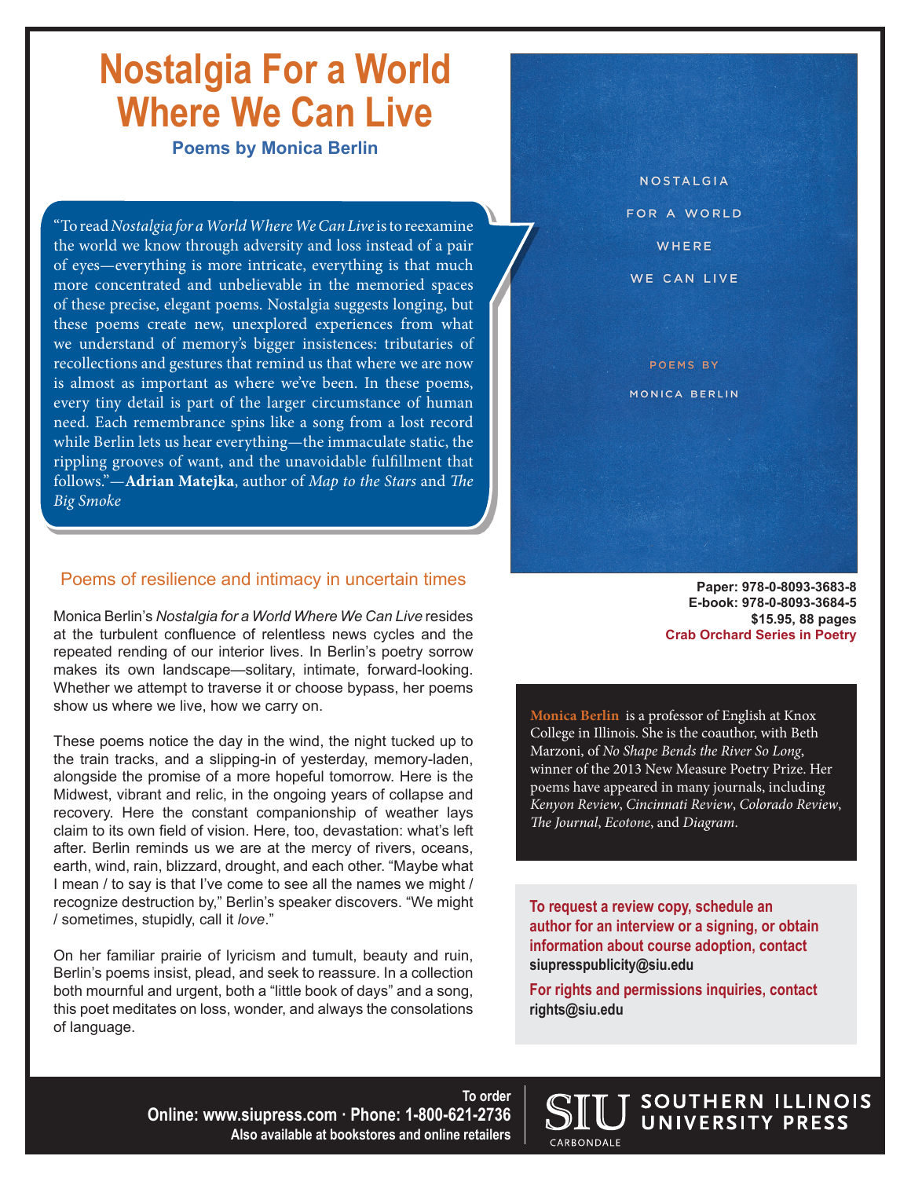# Nostalgia For a World Where We Can Live

### Poems by Monica Berlin

"To read *Nostalgia for a World Where We Can Live* is to reexamine the world we know through adversity and loss instead of a pair of eyes—everything is more intricate, everything is that much more concentrated and unbelievable in the memoried spaces of these precise, elegant poems. Nostalgia suggests longing, but these poems create new, unexplored experiences from what we understand of memory's bigger insistences: tributaries of recollections and gestures that remind us that where we are now is almost as important as where we've been. In these poems, every tiny detail is part of the larger circumstance of human need. Each remembrance spins like a song from a lost record while Berlin lets us hear everything—the immaculate static, the rippling grooves of want, and the unavoidable fulfillment that follows."—**Adrian Matejka**, author of *Map to the Stars* and *The Big Smoke*

NOSTALGIA FOR A WORLD WHERE WE CAN LIVE

POEMS BY MONICA BERLIN

**Paper: 978-0-8093-3683-8**
**E-book: 978-0-8093-3684-5**
**$15.95, 88 pages**
**Crab Orchard Series in Poetry**

## Poems of resilience and intimacy in uncertain times

Monica Berlin's *Nostalgia for a World Where We Can Live* resides at the turbulent confluence of relentless news cycles and the repeated rending of our interior lives. In Berlin's poetry sorrow makes its own landscape—solitary, intimate, forward-looking. Whether we attempt to traverse it or choose bypass, her poems show us where we live, how we carry on.

These poems notice the day in the wind, the night tucked up to the train tracks, and a slipping-in of yesterday, memory-laden, alongside the promise of a more hopeful tomorrow. Here is the Midwest, vibrant and relic, in the ongoing years of collapse and recovery. Here the constant companionship of weather lays claim to its own field of vision. Here, too, devastation: what's left after. Berlin reminds us we are at the mercy of rivers, oceans, earth, wind, rain, blizzard, drought, and each other. "Maybe what I mean / to say is that I've come to see all the names we might / recognize destruction by," Berlin's speaker discovers. "We might / sometimes, stupidly, call it *love*."

On her familiar prairie of lyricism and tumult, beauty and ruin, Berlin's poems insist, plead, and seek to reassure. In a collection both mournful and urgent, both a "little book of days" and a song, this poet meditates on loss, wonder, and always the consolations of language.

**Monica Berlin** is a professor of English at Knox College in Illinois. She is the coauthor, with Beth Marzoni, of *No Shape Bends the River So Long*, winner of the 2013 New Measure Poetry Prize. Her poems have appeared in many journals, including *Kenyon Review*, *Cincinnati Review*, *Colorado Review*, *The Journal*, *Ecotone*, and *Diagram*.

**To request a review copy, schedule an author for an interview or a signing, or obtain information about course adoption, contact siupresspublicity@siu.edu**

**For rights and permissions inquiries, contact rights@siu.edu**

**To order**
**Online: www.siupress.com · Phone: 1-800-621-2736**
**Also available at bookstores and online retailers**

SIU SOUTHERN ILLINOIS UNIVERSITY PRESS
CARBONDALE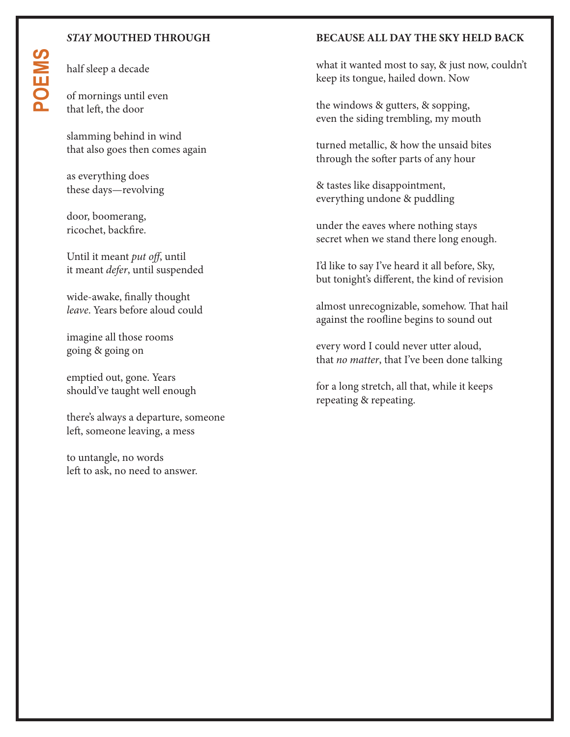## *STAY* MOUTHED THROUGH

half sleep a decade

of mornings until even
that left, the door

slamming behind in wind
that also goes then comes again

as everything does
these days—revolving

door, boomerang,
ricochet, backfire.

Until it meant *put off*, until
it meant *defer*, until suspended

wide-awake, finally thought
*leave*. Years before aloud could

imagine all those rooms
going & going on

emptied out, gone. Years
should've taught well enough

there's always a departure, someone
left, someone leaving, a mess

to untangle, no words
left to ask, no need to answer.

## BECAUSE ALL DAY THE SKY HELD BACK

what it wanted most to say, & just now, couldn't
keep its tongue, hailed down. Now

the windows & gutters, & sopping,
even the siding trembling, my mouth

turned metallic, & how the unsaid bites
through the softer parts of any hour

& tastes like disappointment,
everything undone & puddling

under the eaves where nothing stays
secret when we stand there long enough.

I'd like to say I've heard it all before, Sky,
but tonight's different, the kind of revision

almost unrecognizable, somehow. That hail
against the roofline begins to sound out

every word I could never utter aloud,
that *no matter*, that I've been done talking

for a long stretch, all that, while it keeps
repeating & repeating.